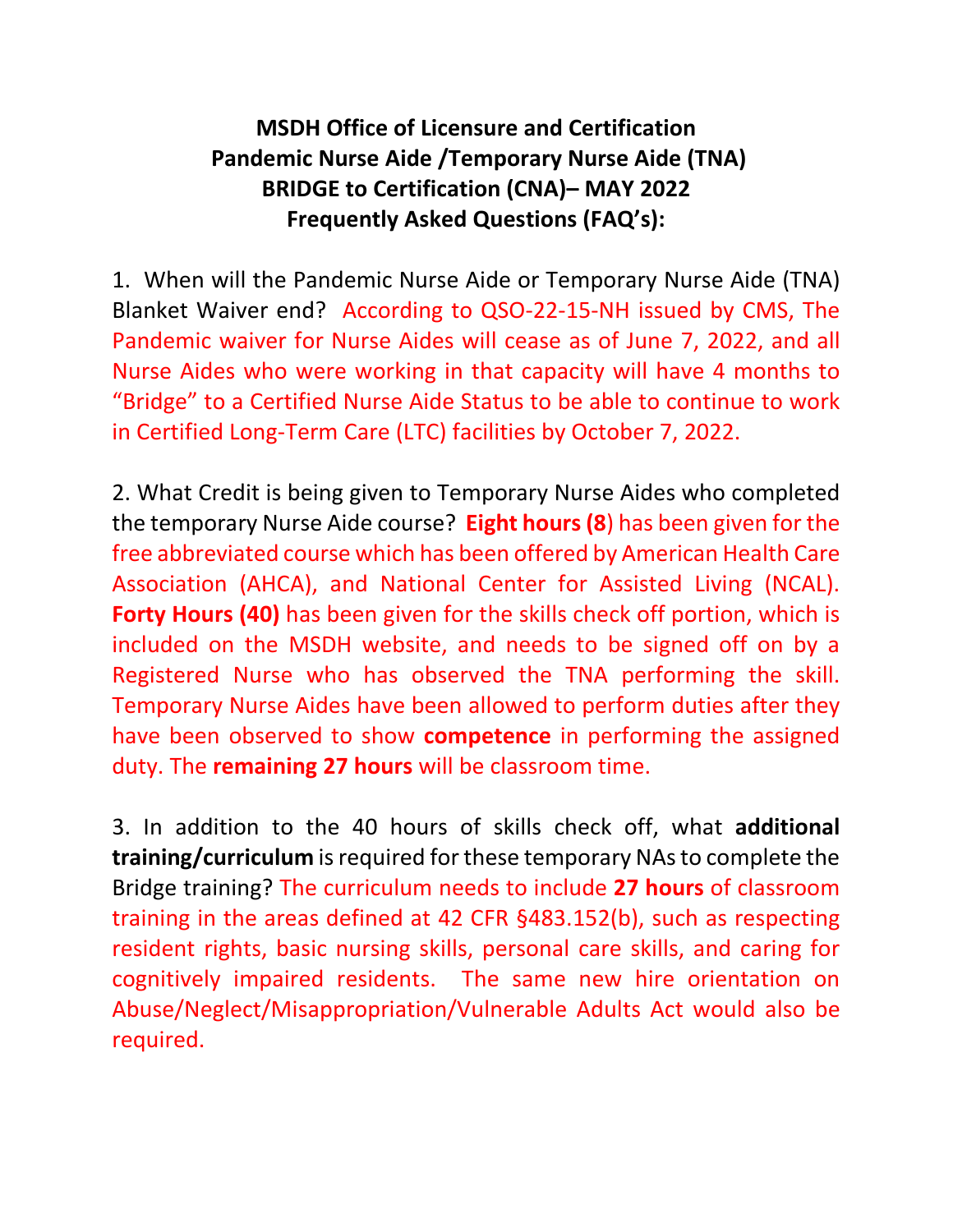# MSDH Office of Licensure and Certification
# Pandemic Nurse Aide /Temporary Nurse Aide (TNA) BRIDGE to Certification (CNA)– MAY 2022
# Frequently Asked Questions (FAQ's):

1. When will the Pandemic Nurse Aide or Temporary Nurse Aide (TNA) Blanket Waiver end? According to QSO-22-15-NH issued by CMS, The Pandemic waiver for Nurse Aides will cease as of June 7, 2022, and all Nurse Aides who were working in that capacity will have 4 months to "Bridge" to a Certified Nurse Aide Status to be able to continue to work in Certified Long-Term Care (LTC) facilities by October 7, 2022.

2. What Credit is being given to Temporary Nurse Aides who completed the temporary Nurse Aide course? **Eight hours (8**) has been given for the free abbreviated course which has been offered by American Health Care Association (AHCA), and National Center for Assisted Living (NCAL). **Forty Hours (40)** has been given for the skills check off portion, which is included on the MSDH website, and needs to be signed off on by a Registered Nurse who has observed the TNA performing the skill. Temporary Nurse Aides have been allowed to perform duties after they have been observed to show **competence** in performing the assigned duty. The **remaining 27 hours** will be classroom time.

3. In addition to the 40 hours of skills check off, what **additional training/curriculum** is required for these temporary NAs to complete the Bridge training? The curriculum needs to include **27 hours** of classroom training in the areas defined at 42 CFR §483.152(b), such as respecting resident rights, basic nursing skills, personal care skills, and caring for cognitively impaired residents. The same new hire orientation on Abuse/Neglect/Misappropriation/Vulnerable Adults Act would also be required.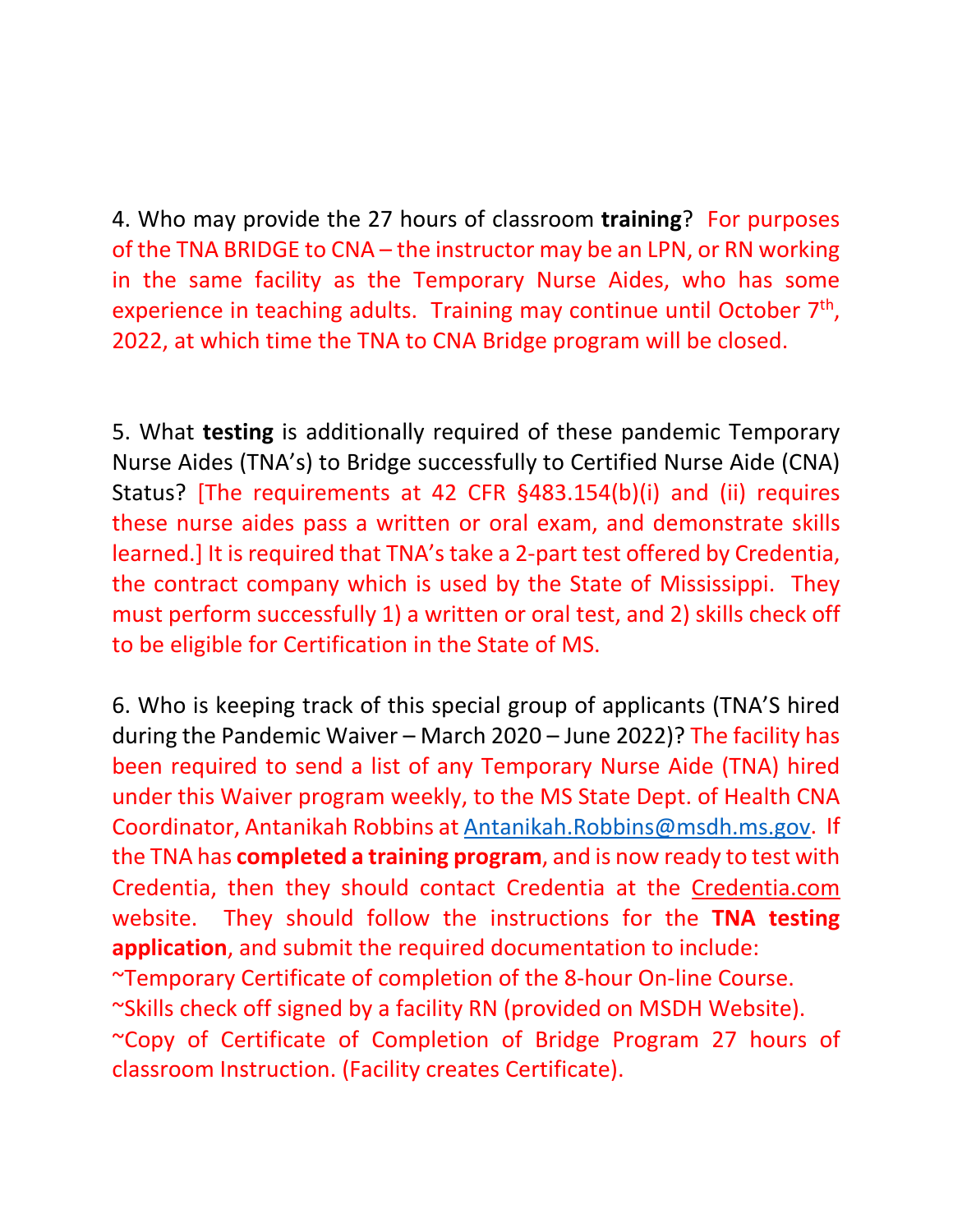4. Who may provide the 27 hours of classroom **training**? For purposes of the TNA BRIDGE to CNA – the instructor may be an LPN, or RN working in the same facility as the Temporary Nurse Aides, who has some experience in teaching adults. Training may continue until October 7th, 2022, at which time the TNA to CNA Bridge program will be closed.

5. What **testing** is additionally required of these pandemic Temporary Nurse Aides (TNA's) to Bridge successfully to Certified Nurse Aide (CNA) Status? [The requirements at 42 CFR §483.154(b)(i) and (ii) requires these nurse aides pass a written or oral exam, and demonstrate skills learned.] It is required that TNA's take a 2-part test offered by Credentia, the contract company which is used by the State of Mississippi. They must perform successfully 1) a written or oral test, and 2) skills check off to be eligible for Certification in the State of MS.

6. Who is keeping track of this special group of applicants (TNA'S hired during the Pandemic Waiver – March 2020 – June 2022)? The facility has been required to send a list of any Temporary Nurse Aide (TNA) hired under this Waiver program weekly, to the MS State Dept. of Health CNA Coordinator, Antanikah Robbins at Antanikah.Robbins@msdh.ms.gov. If the TNA has **completed a training program**, and is now ready to test with Credentia, then they should contact Credentia at the Credentia.com website. They should follow the instructions for the **TNA testing application**, and submit the required documentation to include:

~Temporary Certificate of completion of the 8-hour On-line Course.
~Skills check off signed by a facility RN (provided on MSDH Website).
~Copy of Certificate of Completion of Bridge Program 27 hours of classroom Instruction. (Facility creates Certificate).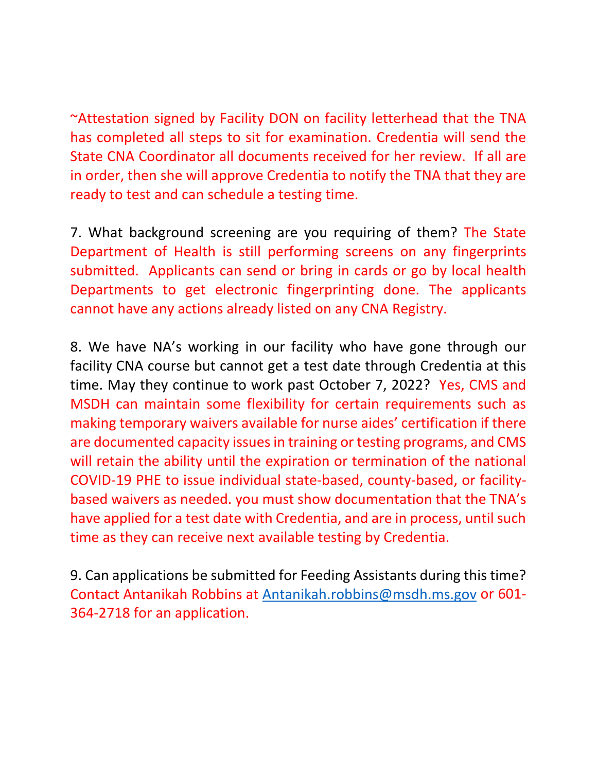~Attestation signed by Facility DON on facility letterhead that the TNA has completed all steps to sit for examination. Credentia will send the State CNA Coordinator all documents received for her review. If all are in order, then she will approve Credentia to notify the TNA that they are ready to test and can schedule a testing time.

7. What background screening are you requiring of them? The State Department of Health is still performing screens on any fingerprints submitted. Applicants can send or bring in cards or go by local health Departments to get electronic fingerprinting done. The applicants cannot have any actions already listed on any CNA Registry.

8. We have NA's working in our facility who have gone through our facility CNA course but cannot get a test date through Credentia at this time. May they continue to work past October 7, 2022? Yes, CMS and MSDH can maintain some flexibility for certain requirements such as making temporary waivers available for nurse aides' certification if there are documented capacity issues in training or testing programs, and CMS will retain the ability until the expiration or termination of the national COVID-19 PHE to issue individual state-based, county-based, or facility-based waivers as needed. you must show documentation that the TNA's have applied for a test date with Credentia, and are in process, until such time as they can receive next available testing by Credentia.

9. Can applications be submitted for Feeding Assistants during this time? Contact Antanikah Robbins at [Antanikah.robbins@msdh.ms.gov](mailto:Antanikah.robbins@msdh.ms.gov) or 601-364-2718 for an application.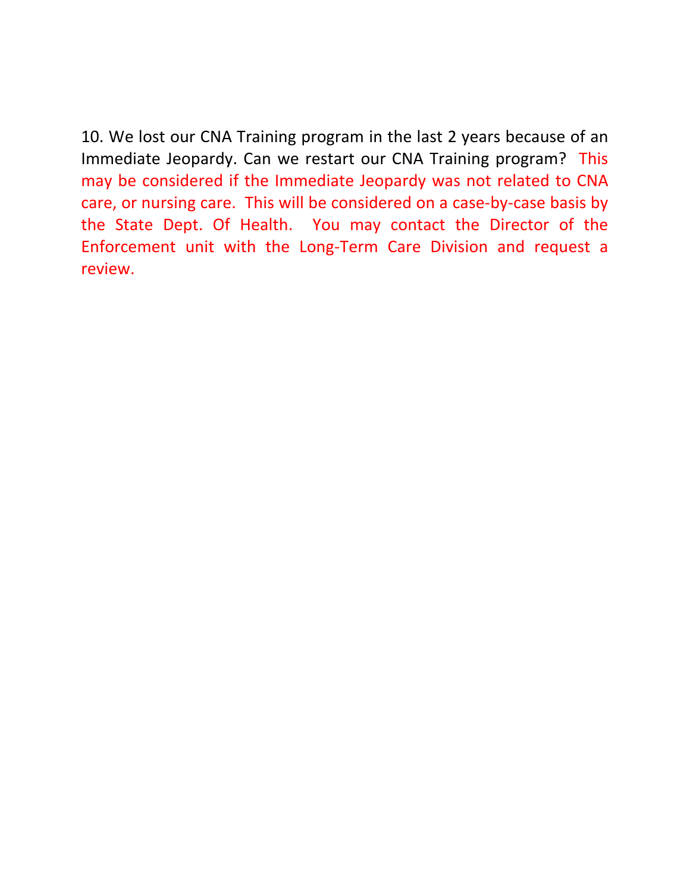10. We lost our CNA Training program in the last 2 years because of an Immediate Jeopardy. Can we restart our CNA Training program? This may be considered if the Immediate Jeopardy was not related to CNA care, or nursing care. This will be considered on a case-by-case basis by the State Dept. Of Health. You may contact the Director of the Enforcement unit with the Long-Term Care Division and request a review.